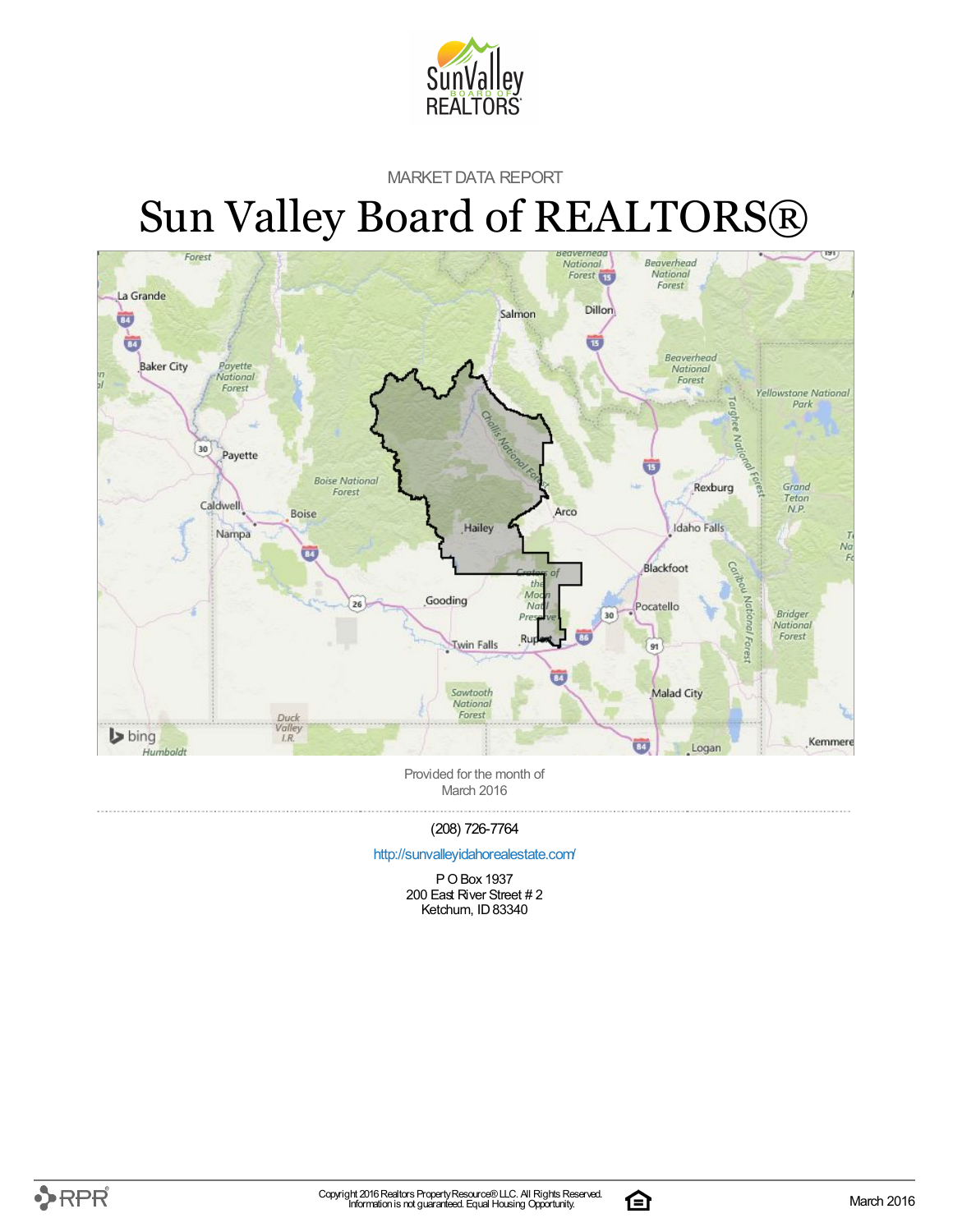MARKET DATA REPORT

# Sun Valley Board of REALTORS®

Provided for the month of
March 2016

(208) 726-7764

http://sunvalleyidahorealestate.com/

P O Box 1937
200 East River Street # 2
Ketchum, ID 83340

Copyright 2016 Realtors Property Resource® LLC. All Rights Reserved.
Information is not guaranteed. Equal Housing Opportunity.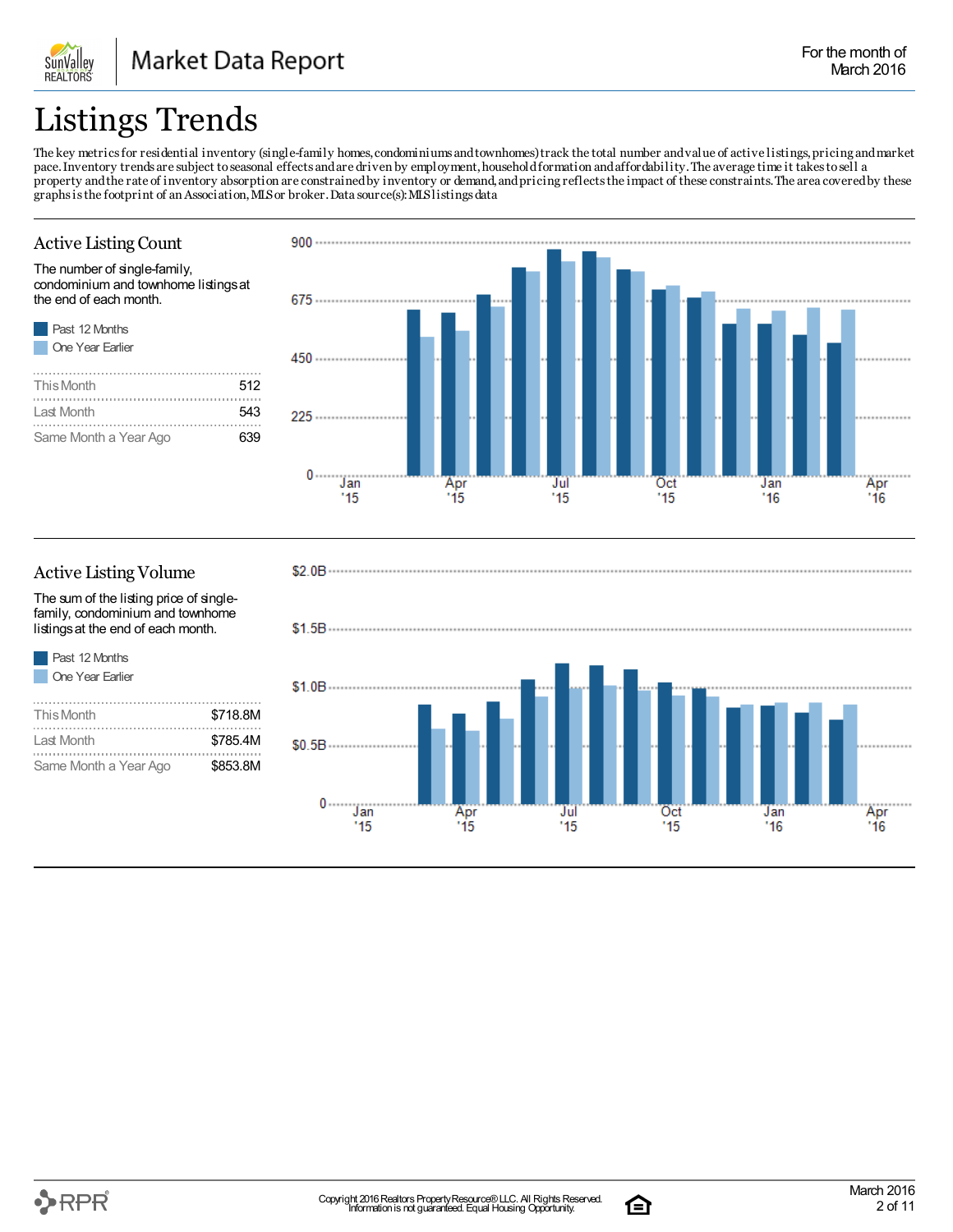# Listings Trends

The key metrics for residential inventory (single-family homes, condominiums and townhomes) track the total number and value of active listings, pricing and market pace. Inventory trends are subject to seasonal effects and are driven by employment, household formation and affordability. The average time it takes to sell a property and the rate of inventory absorption are constrained by inventory or demand, and pricing reflects the impact of these constraints. The area covered by these graphs is the footprint of an Association, MLS or broker. Data source(s): MLS listings data

## Active Listing Count

The number of single-family, condominium and townhome listings at the end of each month.

- Past 12 Months
- One Year Earlier

| | |
|---|---|
| This Month | 512 |
| Last Month | 543 |
| Same Month a Year Ago | 639 |

## Active Listing Volume

The sum of the listing price of single-family, condominium and townhome listings at the end of each month.

- Past 12 Months
- One Year Earlier

| | |
|---|---|
| This Month | $718.8M |
| Last Month | $785.4M |
| Same Month a Year Ago | $853.8M |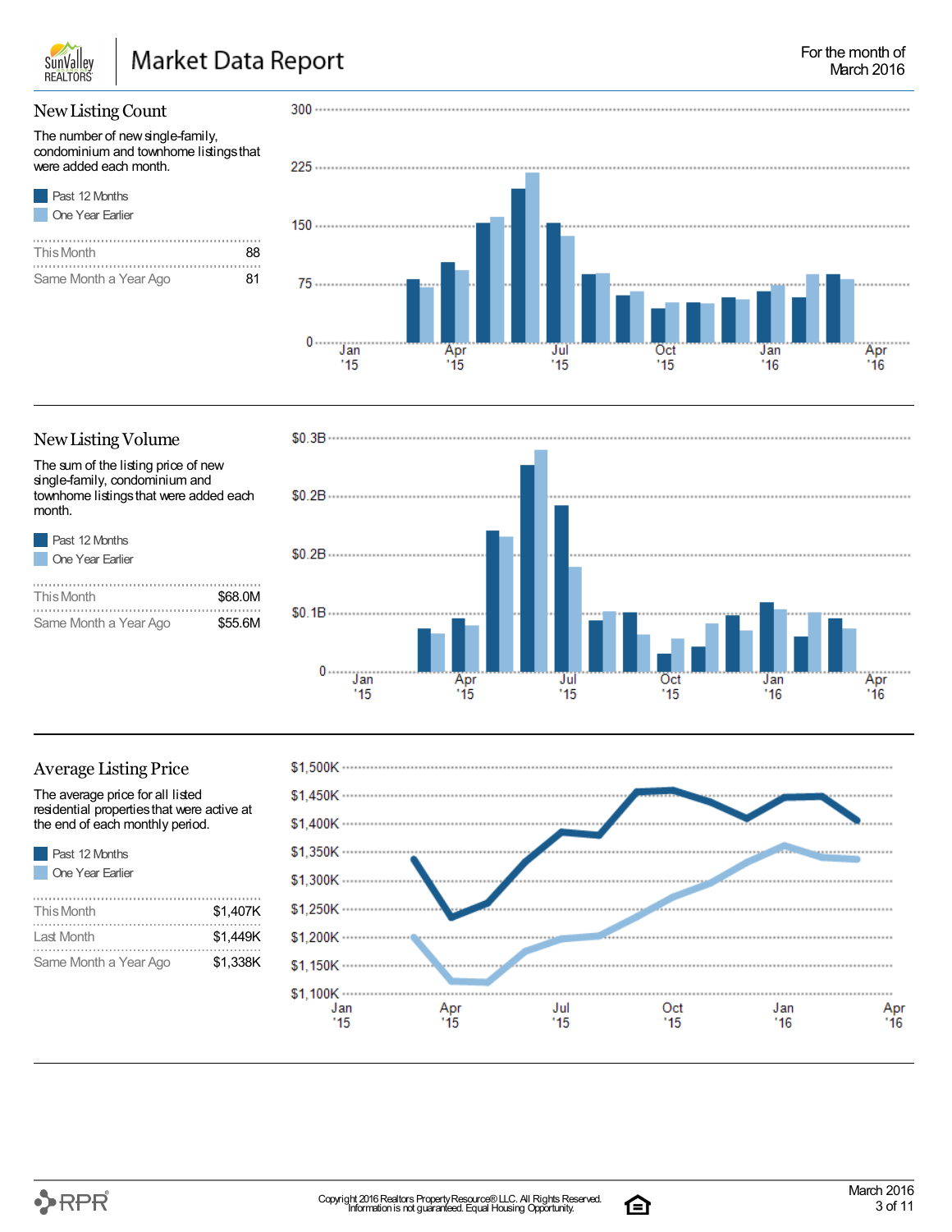Market Data Report

For the month of March 2016

## New Listing Count

The number of new single-family, condominium and townhome listings that were added each month.

Past 12 Months
One Year Earlier

| | |
|---|---|
| This Month | 88 |
| Same Month a Year Ago | 81 |

## New Listing Volume

The sum of the listing price of new single-family, condominium and townhome listings that were added each month.

Past 12 Months
One Year Earlier

| | |
|---|---|
| This Month | $68.0M |
| Same Month a Year Ago | $55.6M |

## Average Listing Price

The average price for all listed residential properties that were active at the end of each monthly period.

Past 12 Months
One Year Earlier

| | |
|---|---|
| This Month | $1,407K |
| Last Month | $1,449K |
| Same Month a Year Ago | $1,338K |

Copyright 2016 Realtors Property Resource® LLC. All Rights Reserved. Information is not guaranteed. Equal Housing Opportunity.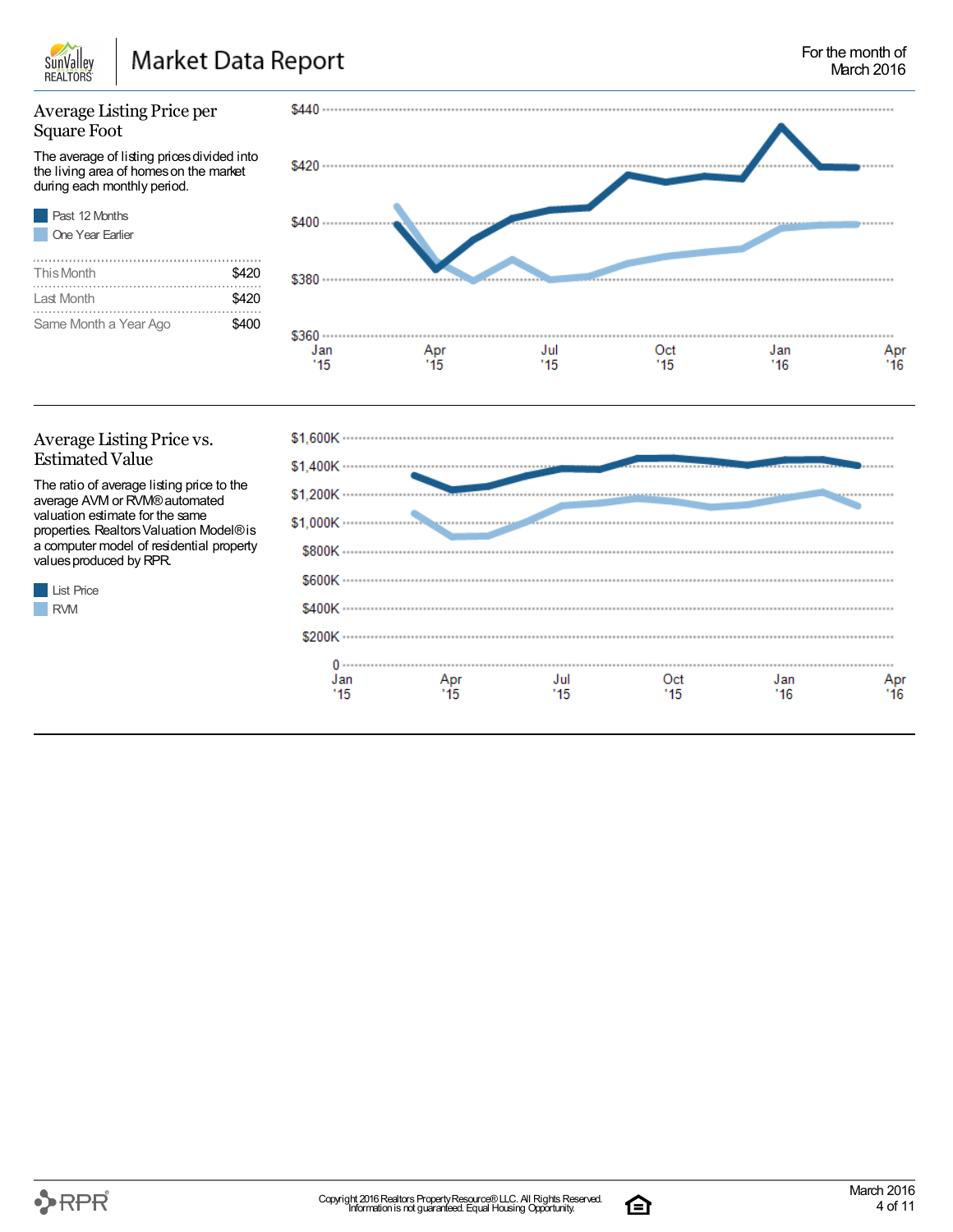# Market Data Report

For the month of March 2016

## Average Listing Price per Square Foot

The average of listing prices divided into the living area of homes on the market during each monthly period.

- Past 12 Months
- One Year Earlier

| | |
|---|---|
| This Month | $420 |
| Last Month | $420 |
| Same Month a Year Ago | $400 |

## Average Listing Price vs. Estimated Value

The ratio of average listing price to the average AVM or RVM® automated valuation estimate for the same properties. Realtors Valuation Model® is a computer model of residential property values produced by RPR.

- List Price
- RVM

Copyright 2016 Realtors Property Resource® LLC. All Rights Reserved.
Information is not guaranteed. Equal Housing Opportunity.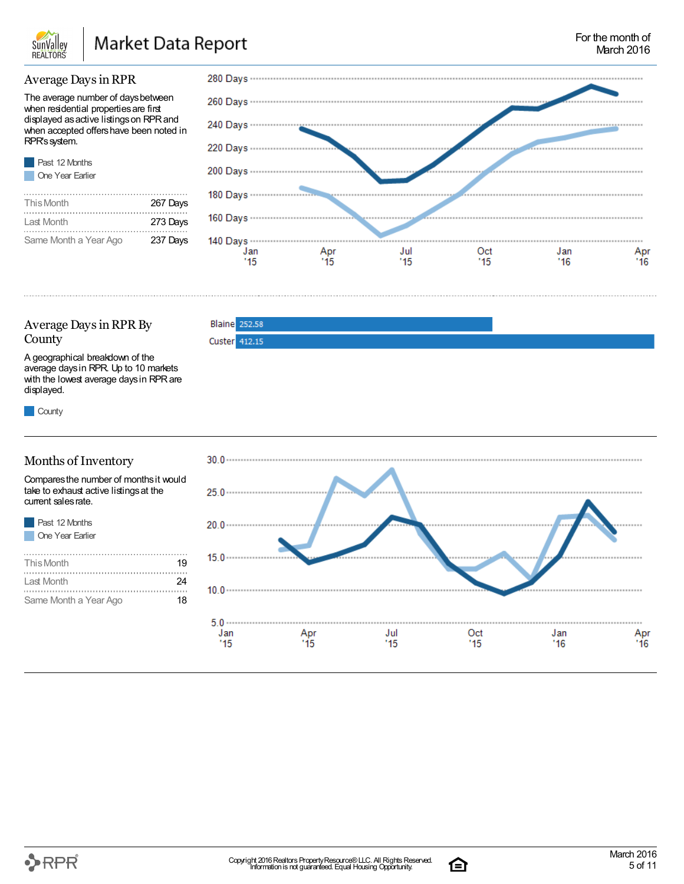# Market Data Report

For the month of March 2016

## Average Days in RPR

The average number of days between when residential properties are first displayed as active listings on RPR and when accepted offers have been noted in RPR's system.

- Past 12 Months
- One Year Earlier

| | |
|---|---|
| This Month | 267 Days |
| Last Month | 273 Days |
| Same Month a Year Ago | 237 Days |

## Average Days in RPR By County

A geographical breakdown of the average days in RPR. Up to 10 markets with the lowest average days in RPR are displayed.

- County

| County | Average Days |
|---|---|
| Blaine | 252.58 |
| Custer | 412.15 |

## Months of Inventory

Compares the number of months it would take to exhaust active listings at the current sales rate.

- Past 12 Months
- One Year Earlier

| | |
|---|---|
| This Month | 19 |
| Last Month | 24 |
| Same Month a Year Ago | 18 |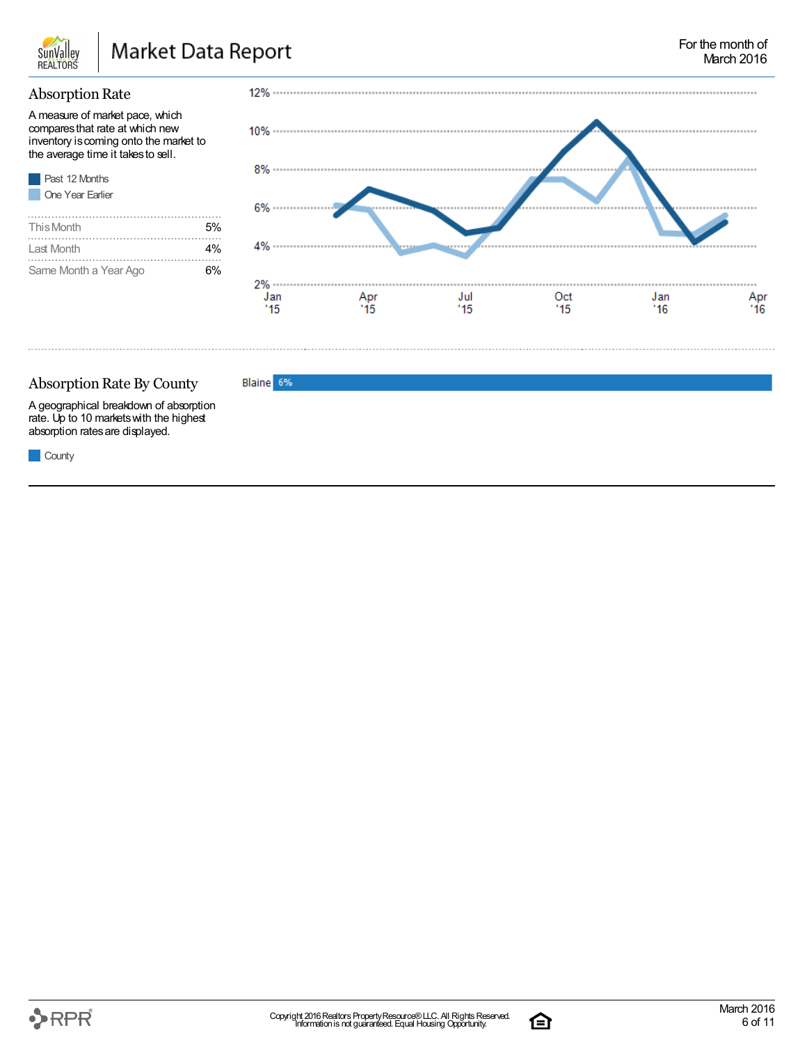Market Data Report

For the month of March 2016

## Absorption Rate

A measure of market pace, which compares that rate at which new inventory is coming onto the market to the average time it takes to sell.

Past 12 Months
One Year Earlier

| | |
|---|---|
| This Month | 5% |
| Last Month | 4% |
| Same Month a Year Ago | 6% |

## Absorption Rate By County

A geographical breakdown of absorption rate. Up to 10 markets with the highest absorption rates are displayed.

County

| County | Absorption Rate |
|---|---|
| Blaine | 6% |

Copyright 2016 Realtors Property Resource® LLC. All Rights Reserved. Information is not guaranteed. Equal Housing Opportunity.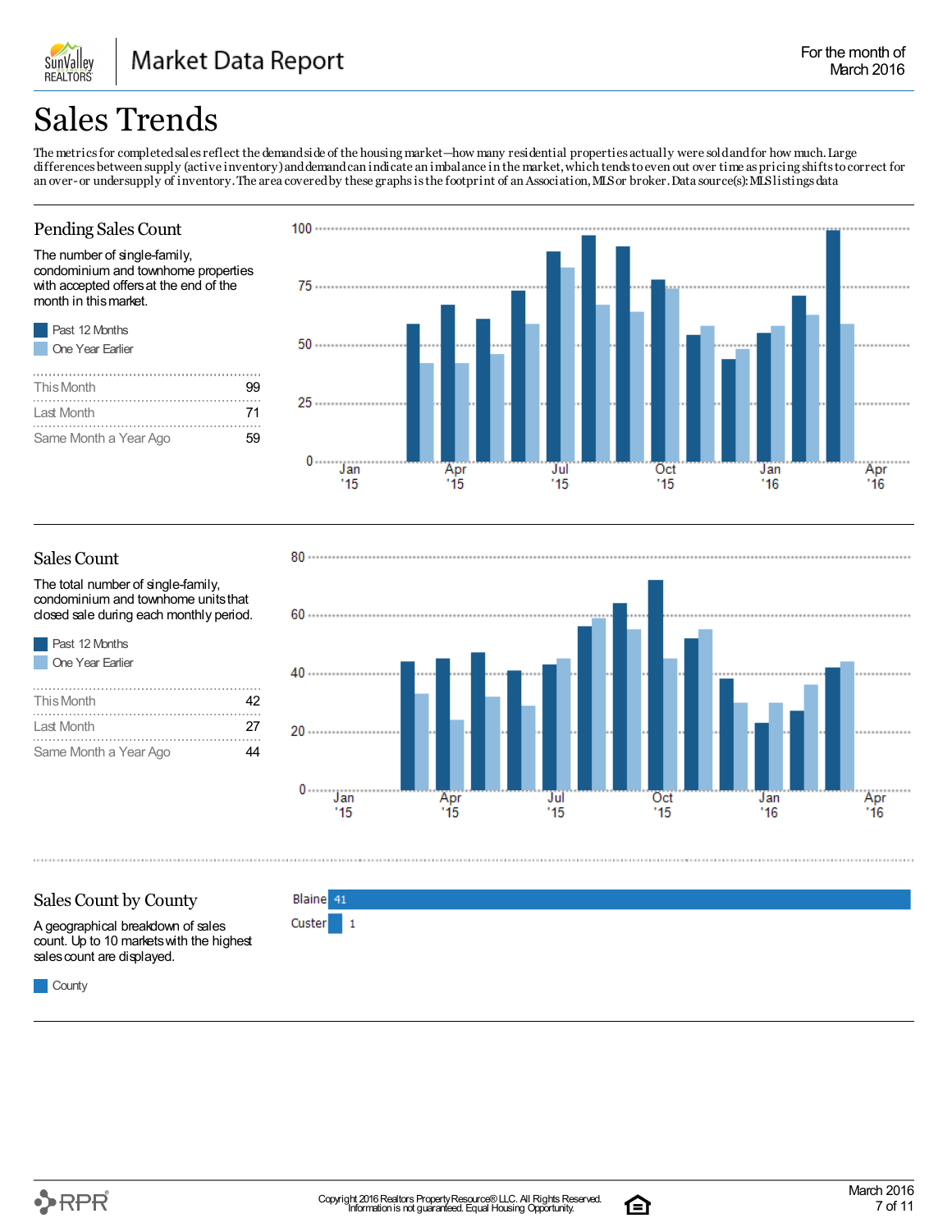# Sales Trends

The metrics for completed sales reflect the demand side of the housing market—how many residential properties actually were sold and for how much. Large differences between supply (active inventory) and demand can indicate an imbalance in the market, which tends to even out over time as pricing shifts to correct for an over- or undersupply of inventory. The area covered by these graphs is the footprint of an Association, MLS or broker. Data source(s): MLS listings data

## Pending Sales Count

The number of single-family, condominium and townhome properties with accepted offers at the end of the month in this market.

- Past 12 Months
- One Year Earlier

| | |
|---|---|
| This Month | 99 |
| Last Month | 71 |
| Same Month a Year Ago | 59 |

## Sales Count

The total number of single-family, condominium and townhome units that closed sale during each monthly period.

- Past 12 Months
- One Year Earlier

| | |
|---|---|
| This Month | 42 |
| Last Month | 27 |
| Same Month a Year Ago | 44 |

## Sales Count by County

A geographical breakdown of sales count. Up to 10 markets with the highest sales count are displayed.

- County

| County | Sales Count |
|---|---|
| Blaine | 41 |
| Custer | 1 |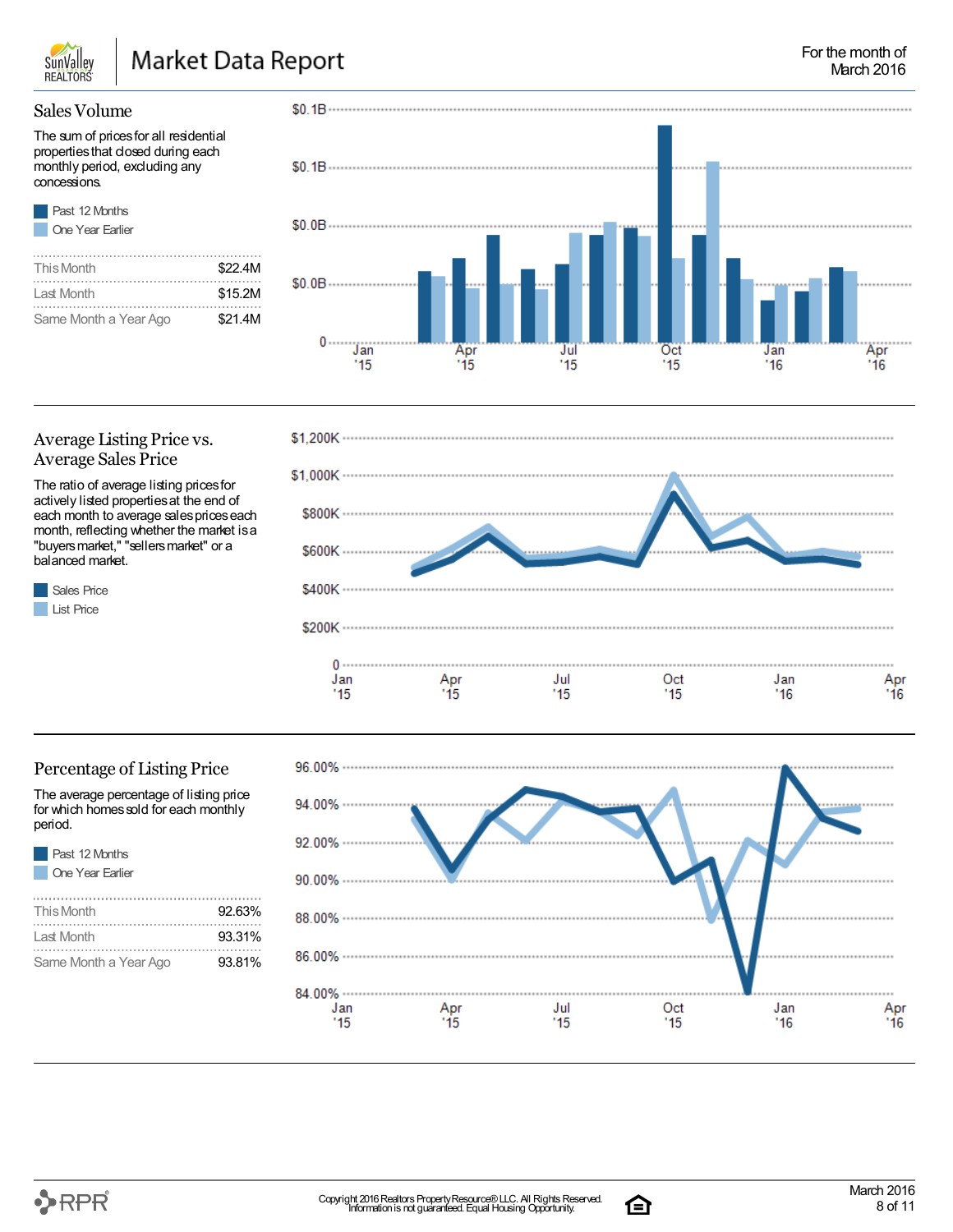# Market Data Report

For the month of March 2016

## Sales Volume

The sum of prices for all residential properties that closed during each monthly period, excluding any concessions.

- Past 12 Months
- One Year Earlier

| | |
|---|---|
| This Month | $22.4M |
| Last Month | $15.2M |
| Same Month a Year Ago | $21.4M |

## Average Listing Price vs. Average Sales Price

The ratio of average listing prices for actively listed properties at the end of each month to average sales prices each month, reflecting whether the market is a "buyers market," "sellers market" or a balanced market.

- Sales Price
- List Price

## Percentage of Listing Price

The average percentage of listing price for which homes sold for each monthly period.

- Past 12 Months
- One Year Earlier

| | |
|---|---|
| This Month | 92.63% |
| Last Month | 93.31% |
| Same Month a Year Ago | 93.81% |

Copyright 2016 Realtors Property Resource® LLC. All Rights Reserved. Information is not guaranteed. Equal Housing Opportunity.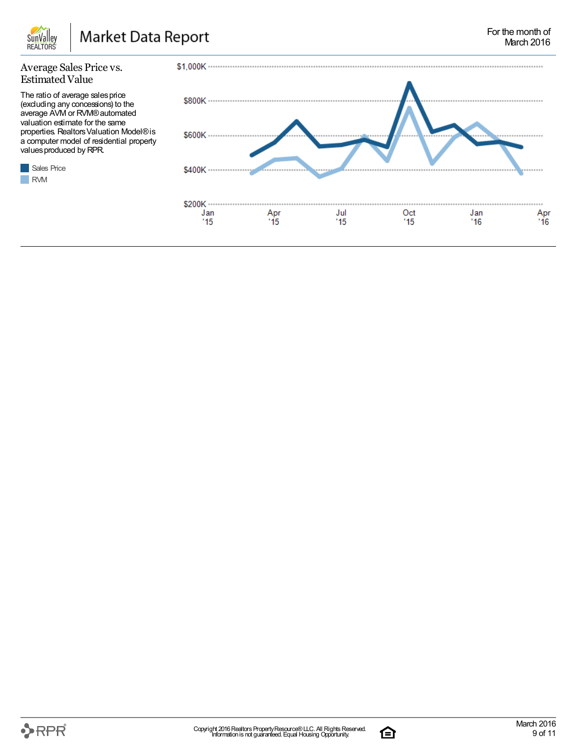# Market Data Report

For the month of March 2016

## Average Sales Price vs. Estimated Value

The ratio of average sales price (excluding any concessions) to the average AVM or RVM® automated valuation estimate for the same properties. Realtors Valuation Model® is a computer model of residential property values produced by RPR.

- Sales Price
- RVM

$1,000K
$800K
$600K
$400K
$200K

Jan '15 | Apr '15 | Jul '15 | Oct '15 | Jan '16 | Apr '16

Copyright 2016 Realtors Property Resource® LLC. All Rights Reserved.
Information is not guaranteed. Equal Housing Opportunity.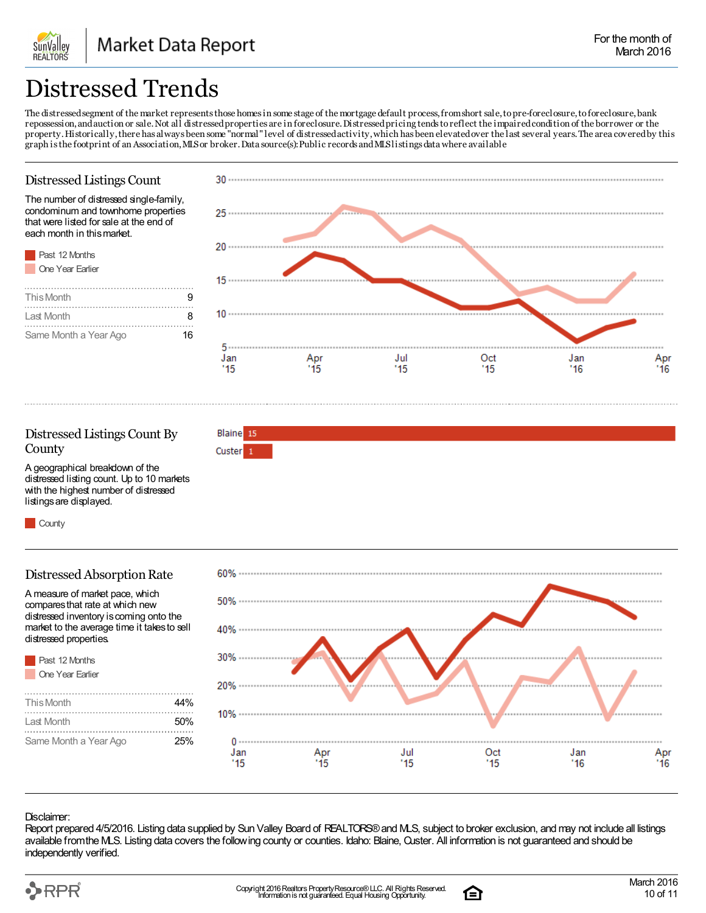# Distressed Trends

The distressed segment of the market represents those homes in some stage of the mortgage default process, from short sale, to pre-foreclosure, to foreclosure, bank repossession, and auction or sale. Not all distressed properties are in foreclosure. Distressed pricing tends to reflect the impaired condition of the borrower or the property. Historically, there has always been some "normal" level of distressed activity, which has been elevated over the last several years. The area covered by this graph is the footprint of an Association, MLS or broker. Data source(s): Public records and MLS listings data where available

## Distressed Listings Count

The number of distressed single-family, condominum and townhome properties that were listed for sale at the end of each month in this market.

- Past 12 Months
- One Year Earlier

| | |
|---|---|
| This Month | 9 |
| Last Month | 8 |
| Same Month a Year Ago | 16 |

## Distressed Listings Count By County

A geographical breakdown of the distressed listing count. Up to 10 markets with the highest number of distressed listings are displayed.

- County

| County | Count |
|---|---|
| Blaine | 15 |
| Custer | 1 |

## Distressed Absorption Rate

A measure of market pace, which compares that rate at which new distressed inventory is coming onto the market to the average time it takes to sell distressed properties.

- Past 12 Months
- One Year Earlier

| | |
|---|---|
| This Month | 44% |
| Last Month | 50% |
| Same Month a Year Ago | 25% |

Disclaimer:
Report prepared 4/5/2016. Listing data supplied by Sun Valley Board of REALTORS® and MLS, subject to broker exclusion, and may not include all listings available from the MLS. Listing data covers the following county or counties. Idaho: Blaine, Custer. All information is not guaranteed and should be independently verified.